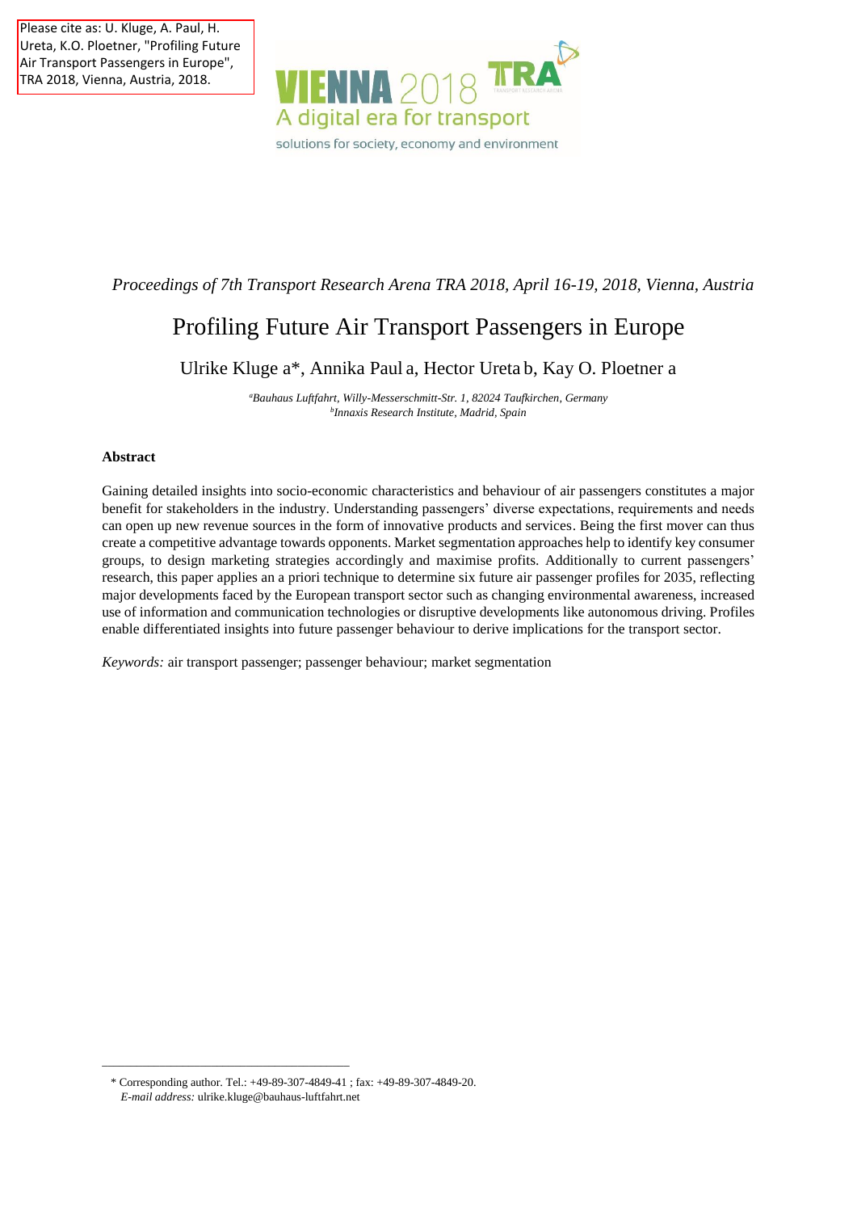Please cite as: U. Kluge, A. Paul, H. Ureta, K.O. Ploetner, "Profiling Future Air Transport Passengers in Europe", TRA 2018, Vienna, Austria, 2018.

VIENNA 2018 TRA
A digital era for transport
solutions for society, economy and environment

*Proceedings of 7th Transport Research Arena TRA 2018, April 16-19, 2018, Vienna, Austria*

# Profiling Future Air Transport Passengers in Europe

Ulrike Kluge a*, Annika Paul a, Hector Ureta b, Kay O. Ploetner a

*[a]Bauhaus Luftfahrt, Willy-Messerschmitt-Str. 1, 82024 Taufkirchen, Germany*
*[b]Innaxis Research Institute, Madrid, Spain*

## Abstract

Gaining detailed insights into socio-economic characteristics and behaviour of air passengers constitutes a major benefit for stakeholders in the industry. Understanding passengers' diverse expectations, requirements and needs can open up new revenue sources in the form of innovative products and services. Being the first mover can thus create a competitive advantage towards opponents. Market segmentation approaches help to identify key consumer groups, to design marketing strategies accordingly and maximise profits. Additionally to current passengers' research, this paper applies an a priori technique to determine six future air passenger profiles for 2035, reflecting major developments faced by the European transport sector such as changing environmental awareness, increased use of information and communication technologies or disruptive developments like autonomous driving. Profiles enable differentiated insights into future passenger behaviour to derive implications for the transport sector.

*Keywords:* air transport passenger; passenger behaviour; market segmentation

* Corresponding author. Tel.: +49-89-307-4849-41 ; fax: +49-89-307-4849-20.
*E-mail address:* ulrike.kluge@bauhaus-luftfahrt.net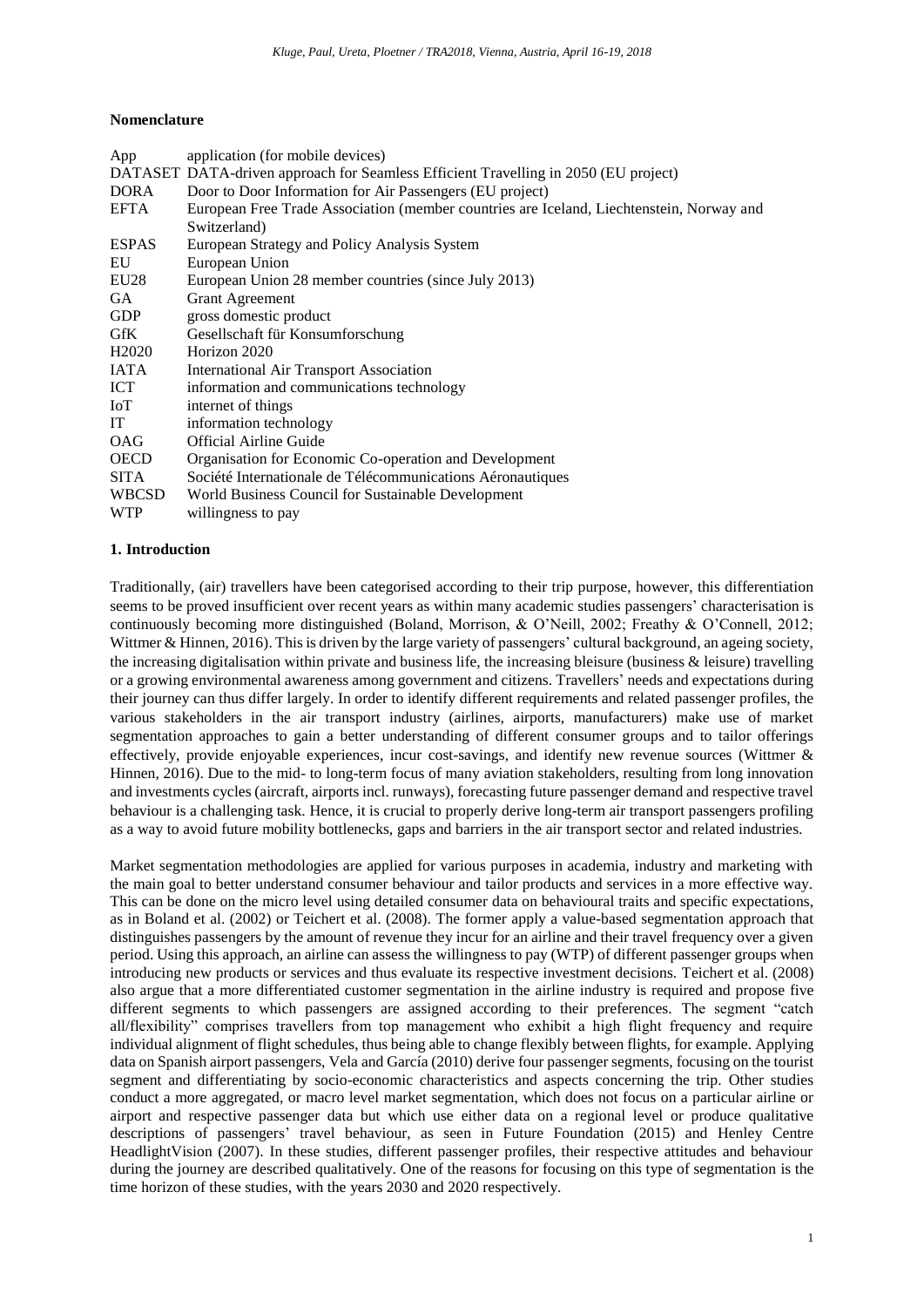## Nomenclature

| | |
|---|---|
| App | application (for mobile devices) |
| DATASET | DATA-driven approach for Seamless Efficient Travelling in 2050 (EU project) |
| DORA | Door to Door Information for Air Passengers (EU project) |
| EFTA | European Free Trade Association (member countries are Iceland, Liechtenstein, Norway and Switzerland) |
| ESPAS | European Strategy and Policy Analysis System |
| EU | European Union |
| EU28 | European Union 28 member countries (since July 2013) |
| GA | Grant Agreement |
| GDP | gross domestic product |
| GfK | Gesellschaft für Konsumforschung |
| H2020 | Horizon 2020 |
| IATA | International Air Transport Association |
| ICT | information and communications technology |
| IoT | internet of things |
| IT | information technology |
| OAG | Official Airline Guide |
| OECD | Organisation for Economic Co-operation and Development |
| SITA | Société Internationale de Télécommunications Aéronautiques |
| WBCSD | World Business Council for Sustainable Development |
| WTP | willingness to pay |

## 1. Introduction

Traditionally, (air) travellers have been categorised according to their trip purpose, however, this differentiation seems to be proved insufficient over recent years as within many academic studies passengers' characterisation is continuously becoming more distinguished (Boland, Morrison, & O'Neill, 2002; Freathy & O'Connell, 2012; Wittmer & Hinnen, 2016). This is driven by the large variety of passengers' cultural background, an ageing society, the increasing digitalisation within private and business life, the increasing bleisure (business & leisure) travelling or a growing environmental awareness among government and citizens. Travellers' needs and expectations during their journey can thus differ largely. In order to identify different requirements and related passenger profiles, the various stakeholders in the air transport industry (airlines, airports, manufacturers) make use of market segmentation approaches to gain a better understanding of different consumer groups and to tailor offerings effectively, provide enjoyable experiences, incur cost-savings, and identify new revenue sources (Wittmer & Hinnen, 2016). Due to the mid- to long-term focus of many aviation stakeholders, resulting from long innovation and investments cycles (aircraft, airports incl. runways), forecasting future passenger demand and respective travel behaviour is a challenging task. Hence, it is crucial to properly derive long-term air transport passengers profiling as a way to avoid future mobility bottlenecks, gaps and barriers in the air transport sector and related industries.

Market segmentation methodologies are applied for various purposes in academia, industry and marketing with the main goal to better understand consumer behaviour and tailor products and services in a more effective way. This can be done on the micro level using detailed consumer data on behavioural traits and specific expectations, as in Boland et al. (2002) or Teichert et al. (2008). The former apply a value-based segmentation approach that distinguishes passengers by the amount of revenue they incur for an airline and their travel frequency over a given period. Using this approach, an airline can assess the willingness to pay (WTP) of different passenger groups when introducing new products or services and thus evaluate its respective investment decisions. Teichert et al. (2008) also argue that a more differentiated customer segmentation in the airline industry is required and propose five different segments to which passengers are assigned according to their preferences. The segment "catch all/flexibility" comprises travellers from top management who exhibit a high flight frequency and require individual alignment of flight schedules, thus being able to change flexibly between flights, for example. Applying data on Spanish airport passengers, Vela and García (2010) derive four passenger segments, focusing on the tourist segment and differentiating by socio-economic characteristics and aspects concerning the trip. Other studies conduct a more aggregated, or macro level market segmentation, which does not focus on a particular airline or airport and respective passenger data but which use either data on a regional level or produce qualitative descriptions of passengers' travel behaviour, as seen in Future Foundation (2015) and Henley Centre HeadlightVision (2007). In these studies, different passenger profiles, their respective attitudes and behaviour during the journey are described qualitatively. One of the reasons for focusing on this type of segmentation is the time horizon of these studies, with the years 2030 and 2020 respectively.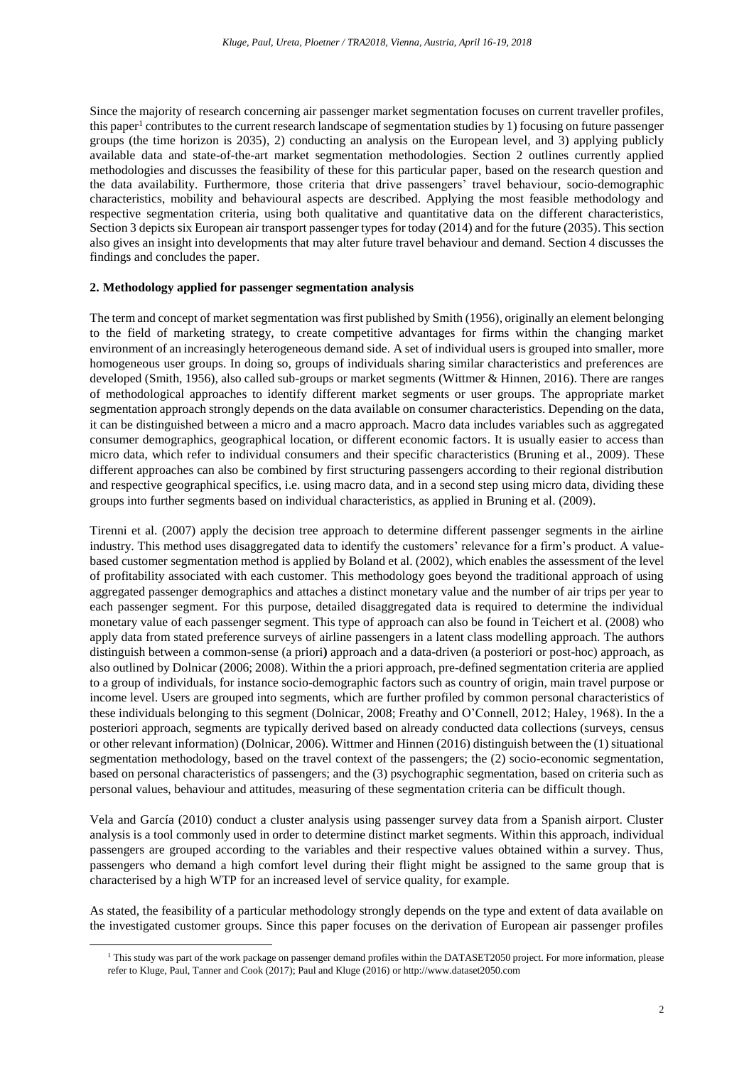Since the majority of research concerning air passenger market segmentation focuses on current traveller profiles, this paper[1] contributes to the current research landscape of segmentation studies by 1) focusing on future passenger groups (the time horizon is 2035), 2) conducting an analysis on the European level, and 3) applying publicly available data and state-of-the-art market segmentation methodologies. Section 2 outlines currently applied methodologies and discusses the feasibility of these for this particular paper, based on the research question and the data availability. Furthermore, those criteria that drive passengers' travel behaviour, socio-demographic characteristics, mobility and behavioural aspects are described. Applying the most feasible methodology and respective segmentation criteria, using both qualitative and quantitative data on the different characteristics, Section 3 depicts six European air transport passenger types for today (2014) and for the future (2035). This section also gives an insight into developments that may alter future travel behaviour and demand. Section 4 discusses the findings and concludes the paper.

## 2. Methodology applied for passenger segmentation analysis

The term and concept of market segmentation was first published by Smith (1956), originally an element belonging to the field of marketing strategy, to create competitive advantages for firms within the changing market environment of an increasingly heterogeneous demand side. A set of individual users is grouped into smaller, more homogeneous user groups. In doing so, groups of individuals sharing similar characteristics and preferences are developed (Smith, 1956), also called sub-groups or market segments (Wittmer & Hinnen, 2016). There are ranges of methodological approaches to identify different market segments or user groups. The appropriate market segmentation approach strongly depends on the data available on consumer characteristics. Depending on the data, it can be distinguished between a micro and a macro approach. Macro data includes variables such as aggregated consumer demographics, geographical location, or different economic factors. It is usually easier to access than micro data, which refer to individual consumers and their specific characteristics (Bruning et al., 2009). These different approaches can also be combined by first structuring passengers according to their regional distribution and respective geographical specifics, i.e. using macro data, and in a second step using micro data, dividing these groups into further segments based on individual characteristics, as applied in Bruning et al. (2009).

Tirenni et al. (2007) apply the decision tree approach to determine different passenger segments in the airline industry. This method uses disaggregated data to identify the customers' relevance for a firm's product. A value-based customer segmentation method is applied by Boland et al. (2002), which enables the assessment of the level of profitability associated with each customer. This methodology goes beyond the traditional approach of using aggregated passenger demographics and attaches a distinct monetary value and the number of air trips per year to each passenger segment. For this purpose, detailed disaggregated data is required to determine the individual monetary value of each passenger segment. This type of approach can also be found in Teichert et al. (2008) who apply data from stated preference surveys of airline passengers in a latent class modelling approach. The authors distinguish between a common-sense (a priori**)** approach and a data-driven (a posteriori or post-hoc) approach, as also outlined by Dolnicar (2006; 2008). Within the a priori approach, pre-defined segmentation criteria are applied to a group of individuals, for instance socio-demographic factors such as country of origin, main travel purpose or income level. Users are grouped into segments, which are further profiled by common personal characteristics of these individuals belonging to this segment (Dolnicar, 2008; Freathy and O'Connell, 2012; Haley, 1968). In the a posteriori approach, segments are typically derived based on already conducted data collections (surveys, census or other relevant information) (Dolnicar, 2006). Wittmer and Hinnen (2016) distinguish between the (1) situational segmentation methodology, based on the travel context of the passengers; the (2) socio-economic segmentation, based on personal characteristics of passengers; and the (3) psychographic segmentation, based on criteria such as personal values, behaviour and attitudes, measuring of these segmentation criteria can be difficult though.

Vela and García (2010) conduct a cluster analysis using passenger survey data from a Spanish airport. Cluster analysis is a tool commonly used in order to determine distinct market segments. Within this approach, individual passengers are grouped according to the variables and their respective values obtained within a survey. Thus, passengers who demand a high comfort level during their flight might be assigned to the same group that is characterised by a high WTP for an increased level of service quality, for example.

As stated, the feasibility of a particular methodology strongly depends on the type and extent of data available on the investigated customer groups. Since this paper focuses on the derivation of European air passenger profiles

[1] This study was part of the work package on passenger demand profiles within the DATASET2050 project. For more information, please refer to Kluge, Paul, Tanner and Cook (2017); Paul and Kluge (2016) or http://www.dataset2050.com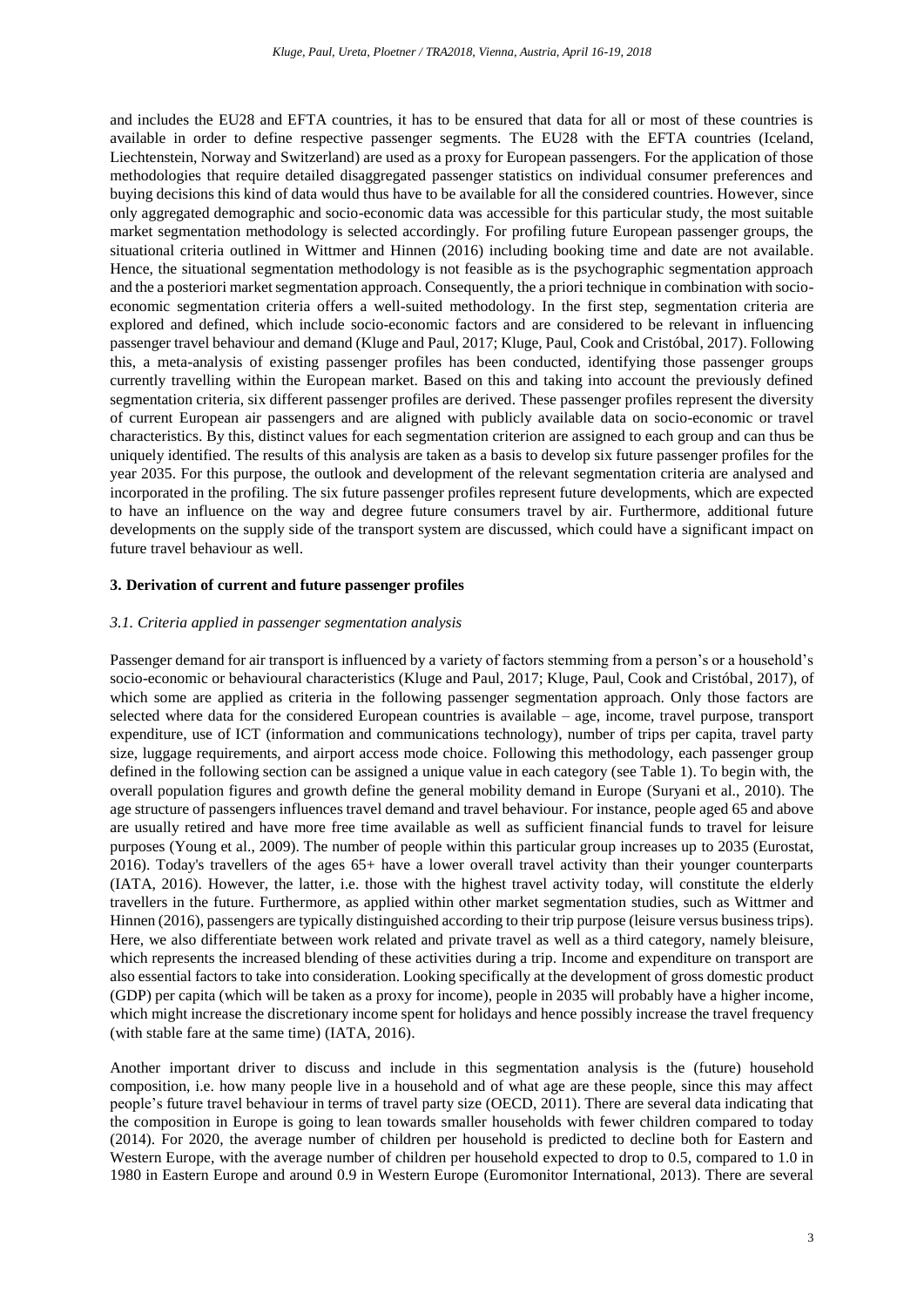and includes the EU28 and EFTA countries, it has to be ensured that data for all or most of these countries is available in order to define respective passenger segments. The EU28 with the EFTA countries (Iceland, Liechtenstein, Norway and Switzerland) are used as a proxy for European passengers. For the application of those methodologies that require detailed disaggregated passenger statistics on individual consumer preferences and buying decisions this kind of data would thus have to be available for all the considered countries. However, since only aggregated demographic and socio-economic data was accessible for this particular study, the most suitable market segmentation methodology is selected accordingly. For profiling future European passenger groups, the situational criteria outlined in Wittmer and Hinnen (2016) including booking time and date are not available. Hence, the situational segmentation methodology is not feasible as is the psychographic segmentation approach and the a posteriori market segmentation approach. Consequently, the a priori technique in combination with socio-economic segmentation criteria offers a well-suited methodology. In the first step, segmentation criteria are explored and defined, which include socio-economic factors and are considered to be relevant in influencing passenger travel behaviour and demand (Kluge and Paul, 2017; Kluge, Paul, Cook and Cristóbal, 2017). Following this, a meta-analysis of existing passenger profiles has been conducted, identifying those passenger groups currently travelling within the European market. Based on this and taking into account the previously defined segmentation criteria, six different passenger profiles are derived. These passenger profiles represent the diversity of current European air passengers and are aligned with publicly available data on socio-economic or travel characteristics. By this, distinct values for each segmentation criterion are assigned to each group and can thus be uniquely identified. The results of this analysis are taken as a basis to develop six future passenger profiles for the year 2035. For this purpose, the outlook and development of the relevant segmentation criteria are analysed and incorporated in the profiling. The six future passenger profiles represent future developments, which are expected to have an influence on the way and degree future consumers travel by air. Furthermore, additional future developments on the supply side of the transport system are discussed, which could have a significant impact on future travel behaviour as well.

## 3. Derivation of current and future passenger profiles

### *3.1. Criteria applied in passenger segmentation analysis*

Passenger demand for air transport is influenced by a variety of factors stemming from a person's or a household's socio-economic or behavioural characteristics (Kluge and Paul, 2017; Kluge, Paul, Cook and Cristóbal, 2017), of which some are applied as criteria in the following passenger segmentation approach. Only those factors are selected where data for the considered European countries is available – age, income, travel purpose, transport expenditure, use of ICT (information and communications technology), number of trips per capita, travel party size, luggage requirements, and airport access mode choice. Following this methodology, each passenger group defined in the following section can be assigned a unique value in each category (see Table 1). To begin with, the overall population figures and growth define the general mobility demand in Europe (Suryani et al., 2010). The age structure of passengers influences travel demand and travel behaviour. For instance, people aged 65 and above are usually retired and have more free time available as well as sufficient financial funds to travel for leisure purposes (Young et al., 2009). The number of people within this particular group increases up to 2035 (Eurostat, 2016). Today's travellers of the ages 65+ have a lower overall travel activity than their younger counterparts (IATA, 2016). However, the latter, i.e. those with the highest travel activity today, will constitute the elderly travellers in the future. Furthermore, as applied within other market segmentation studies, such as Wittmer and Hinnen (2016), passengers are typically distinguished according to their trip purpose (leisure versus business trips). Here, we also differentiate between work related and private travel as well as a third category, namely bleisure, which represents the increased blending of these activities during a trip. Income and expenditure on transport are also essential factors to take into consideration. Looking specifically at the development of gross domestic product (GDP) per capita (which will be taken as a proxy for income), people in 2035 will probably have a higher income, which might increase the discretionary income spent for holidays and hence possibly increase the travel frequency (with stable fare at the same time) (IATA, 2016).

Another important driver to discuss and include in this segmentation analysis is the (future) household composition, i.e. how many people live in a household and of what age are these people, since this may affect people's future travel behaviour in terms of travel party size (OECD, 2011). There are several data indicating that the composition in Europe is going to lean towards smaller households with fewer children compared to today (2014). For 2020, the average number of children per household is predicted to decline both for Eastern and Western Europe, with the average number of children per household expected to drop to 0.5, compared to 1.0 in 1980 in Eastern Europe and around 0.9 in Western Europe (Euromonitor International, 2013). There are several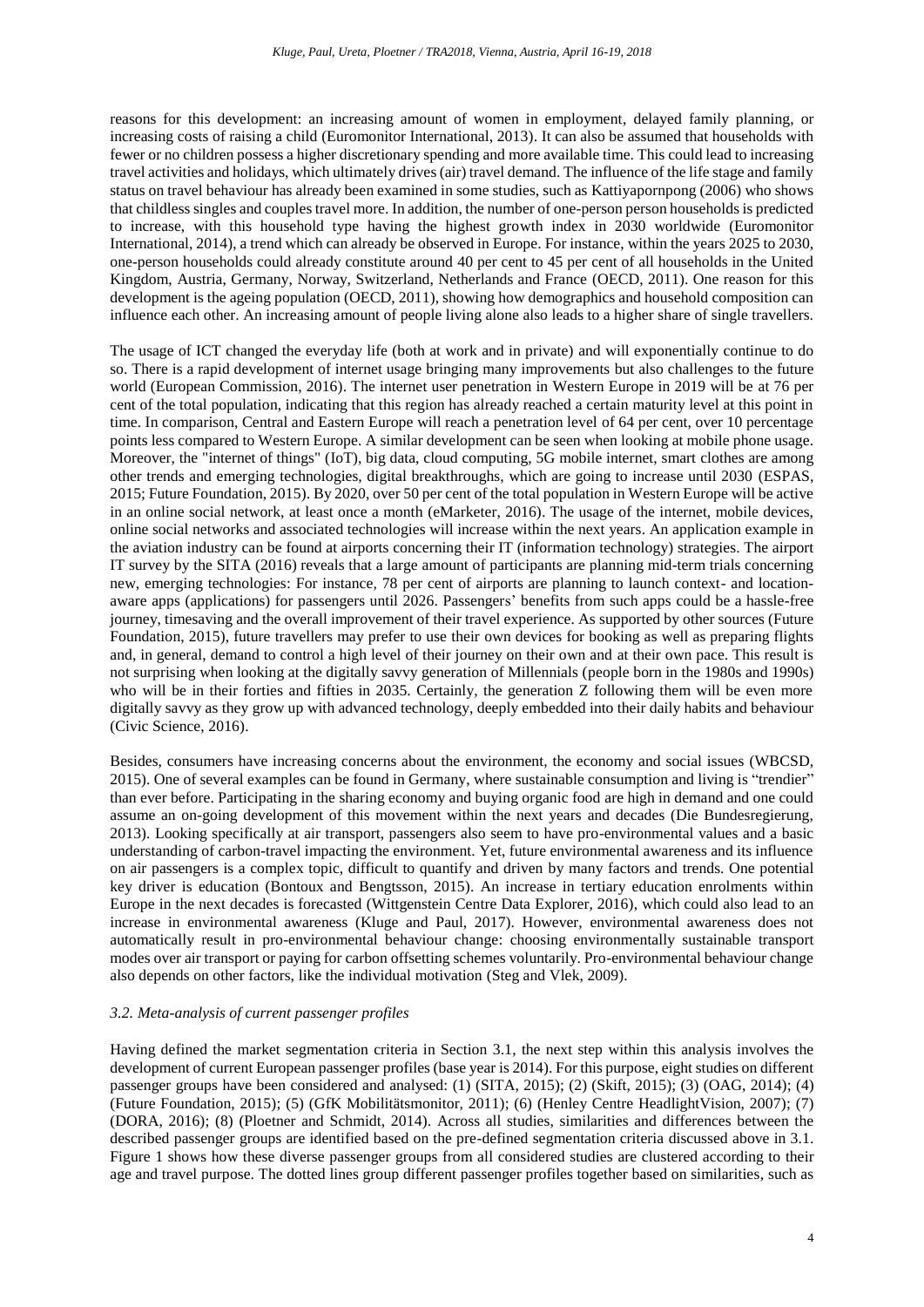reasons for this development: an increasing amount of women in employment, delayed family planning, or increasing costs of raising a child (Euromonitor International, 2013). It can also be assumed that households with fewer or no children possess a higher discretionary spending and more available time. This could lead to increasing travel activities and holidays, which ultimately drives (air) travel demand. The influence of the life stage and family status on travel behaviour has already been examined in some studies, such as Kattiyapornpong (2006) who shows that childless singles and couples travel more. In addition, the number of one-person person households is predicted to increase, with this household type having the highest growth index in 2030 worldwide (Euromonitor International, 2014), a trend which can already be observed in Europe. For instance, within the years 2025 to 2030, one-person households could already constitute around 40 per cent to 45 per cent of all households in the United Kingdom, Austria, Germany, Norway, Switzerland, Netherlands and France (OECD, 2011). One reason for this development is the ageing population (OECD, 2011), showing how demographics and household composition can influence each other. An increasing amount of people living alone also leads to a higher share of single travellers.

The usage of ICT changed the everyday life (both at work and in private) and will exponentially continue to do so. There is a rapid development of internet usage bringing many improvements but also challenges to the future world (European Commission, 2016). The internet user penetration in Western Europe in 2019 will be at 76 per cent of the total population, indicating that this region has already reached a certain maturity level at this point in time. In comparison, Central and Eastern Europe will reach a penetration level of 64 per cent, over 10 percentage points less compared to Western Europe. A similar development can be seen when looking at mobile phone usage. Moreover, the "internet of things" (IoT), big data, cloud computing, 5G mobile internet, smart clothes are among other trends and emerging technologies, digital breakthroughs, which are going to increase until 2030 (ESPAS, 2015; Future Foundation, 2015). By 2020, over 50 per cent of the total population in Western Europe will be active in an online social network, at least once a month (eMarketer, 2016). The usage of the internet, mobile devices, online social networks and associated technologies will increase within the next years. An application example in the aviation industry can be found at airports concerning their IT (information technology) strategies. The airport IT survey by the SITA (2016) reveals that a large amount of participants are planning mid-term trials concerning new, emerging technologies: For instance, 78 per cent of airports are planning to launch context- and location-aware apps (applications) for passengers until 2026. Passengers' benefits from such apps could be a hassle-free journey, timesaving and the overall improvement of their travel experience. As supported by other sources (Future Foundation, 2015), future travellers may prefer to use their own devices for booking as well as preparing flights and, in general, demand to control a high level of their journey on their own and at their own pace. This result is not surprising when looking at the digitally savvy generation of Millennials (people born in the 1980s and 1990s) who will be in their forties and fifties in 2035. Certainly, the generation Z following them will be even more digitally savvy as they grow up with advanced technology, deeply embedded into their daily habits and behaviour (Civic Science, 2016).

Besides, consumers have increasing concerns about the environment, the economy and social issues (WBCSD, 2015). One of several examples can be found in Germany, where sustainable consumption and living is "trendier" than ever before. Participating in the sharing economy and buying organic food are high in demand and one could assume an on-going development of this movement within the next years and decades (Die Bundesregierung, 2013). Looking specifically at air transport, passengers also seem to have pro-environmental values and a basic understanding of carbon-travel impacting the environment. Yet, future environmental awareness and its influence on air passengers is a complex topic, difficult to quantify and driven by many factors and trends. One potential key driver is education (Bontoux and Bengtsson, 2015). An increase in tertiary education enrolments within Europe in the next decades is forecasted (Wittgenstein Centre Data Explorer, 2016), which could also lead to an increase in environmental awareness (Kluge and Paul, 2017). However, environmental awareness does not automatically result in pro-environmental behaviour change: choosing environmentally sustainable transport modes over air transport or paying for carbon offsetting schemes voluntarily. Pro-environmental behaviour change also depends on other factors, like the individual motivation (Steg and Vlek, 2009).

### *3.2. Meta-analysis of current passenger profiles*

Having defined the market segmentation criteria in Section 3.1, the next step within this analysis involves the development of current European passenger profiles (base year is 2014). For this purpose, eight studies on different passenger groups have been considered and analysed: (1) (SITA, 2015); (2) (Skift, 2015); (3) (OAG, 2014); (4) (Future Foundation, 2015); (5) (GfK Mobilitätsmonitor, 2011); (6) (Henley Centre HeadlightVision, 2007); (7) (DORA, 2016); (8) (Ploetner and Schmidt, 2014). Across all studies, similarities and differences between the described passenger groups are identified based on the pre-defined segmentation criteria discussed above in 3.1. Figure 1 shows how these diverse passenger groups from all considered studies are clustered according to their age and travel purpose. The dotted lines group different passenger profiles together based on similarities, such as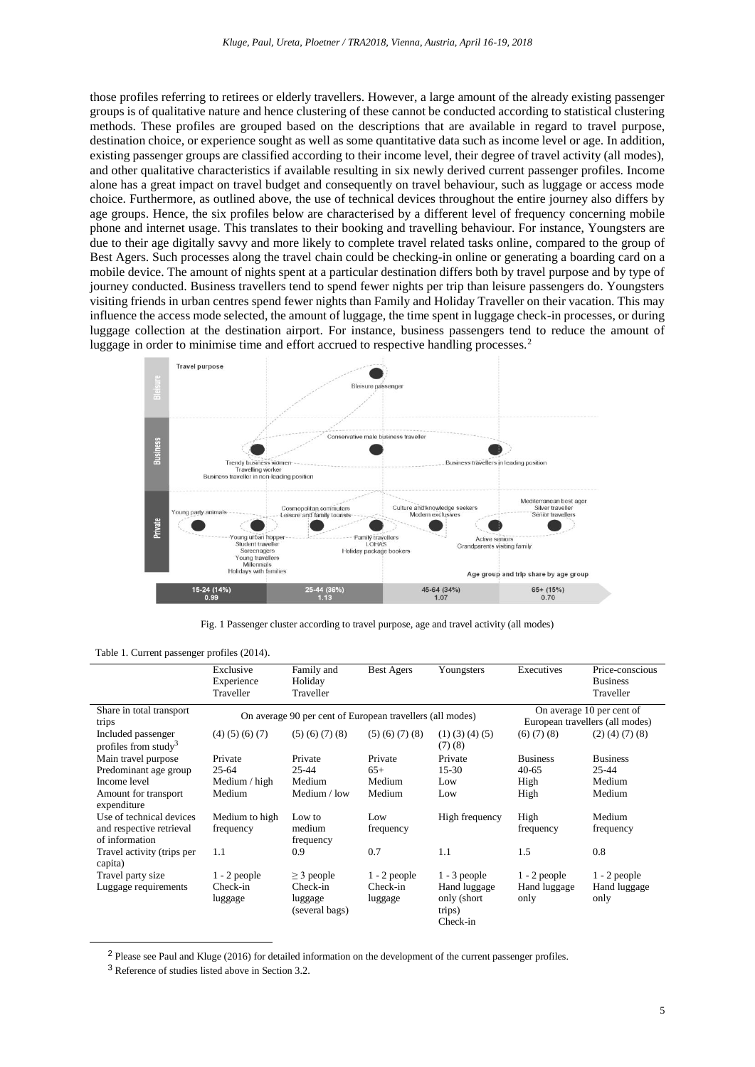those profiles referring to retirees or elderly travellers. However, a large amount of the already existing passenger groups is of qualitative nature and hence clustering of these cannot be conducted according to statistical clustering methods. These profiles are grouped based on the descriptions that are available in regard to travel purpose, destination choice, or experience sought as well as some quantitative data such as income level or age. In addition, existing passenger groups are classified according to their income level, their degree of travel activity (all modes), and other qualitative characteristics if available resulting in six newly derived current passenger profiles. Income alone has a great impact on travel budget and consequently on travel behaviour, such as luggage or access mode choice. Furthermore, as outlined above, the use of technical devices throughout the entire journey also differs by age groups. Hence, the six profiles below are characterised by a different level of frequency concerning mobile phone and internet usage. This translates to their booking and travelling behaviour. For instance, Youngsters are due to their age digitally savvy and more likely to complete travel related tasks online, compared to the group of Best Agers. Such processes along the travel chain could be checking-in online or generating a boarding card on a mobile device. The amount of nights spent at a particular destination differs both by travel purpose and by type of journey conducted. Business travellers tend to spend fewer nights per trip than leisure passengers do. Youngsters visiting friends in urban centres spend fewer nights than Family and Holiday Traveller on their vacation. This may influence the access mode selected, the amount of luggage, the time spent in luggage check-in processes, or during luggage collection at the destination airport. For instance, business passengers tend to reduce the amount of luggage in order to minimise time and effort accrued to respective handling processes.[2]

Fig. 1 Passenger cluster according to travel purpose, age and travel activity (all modes)

Table 1. Current passenger profiles (2014).

| | Exclusive Experience Traveller | Family and Holiday Traveller | Best Agers | Youngsters | Executives | Price-conscious Business Traveller |
|---|---|---|---|---|---|---|
| Share in total transport trips | On average 90 per cent of European travellers (all modes) | | | | On average 10 per cent of European travellers (all modes) | |
| Included passenger profiles from study[3] | (4) (5) (6) (7) | (5) (6) (7) (8) | (5) (6) (7) (8) | (1) (3) (4) (5) (7) (8) | (6) (7) (8) | (2) (4) (7) (8) |
| Main travel purpose | Private | Private | Private | Private | Business | Business |
| Predominant age group | 25-64 | 25-44 | 65+ | 15-30 | 40-65 | 25-44 |
| Income level | Medium / high | Medium | Medium | Low | High | Medium |
| Amount for transport expenditure | Medium | Medium / low | Medium | Low | High | Medium |
| Use of technical devices and respective retrieval of information | Medium to high frequency | Low to medium frequency | Low frequency | High frequency | High frequency | Medium frequency |
| Travel activity (trips per capita) | 1.1 | 0.9 | 0.7 | 1.1 | 1.5 | 0.8 |
| Travel party size | 1 - 2 people | ≥ 3 people | 1 - 2 people | 1 - 3 people | 1 - 2 people | 1 - 2 people |
| Luggage requirements | Check-in luggage | Check-in luggage (several bags) | Check-in luggage | Hand luggage only (short trips) Check-in | Hand luggage only | Hand luggage only |

[2] Please see Paul and Kluge (2016) for detailed information on the development of the current passenger profiles.

[3] Reference of studies listed above in Section 3.2.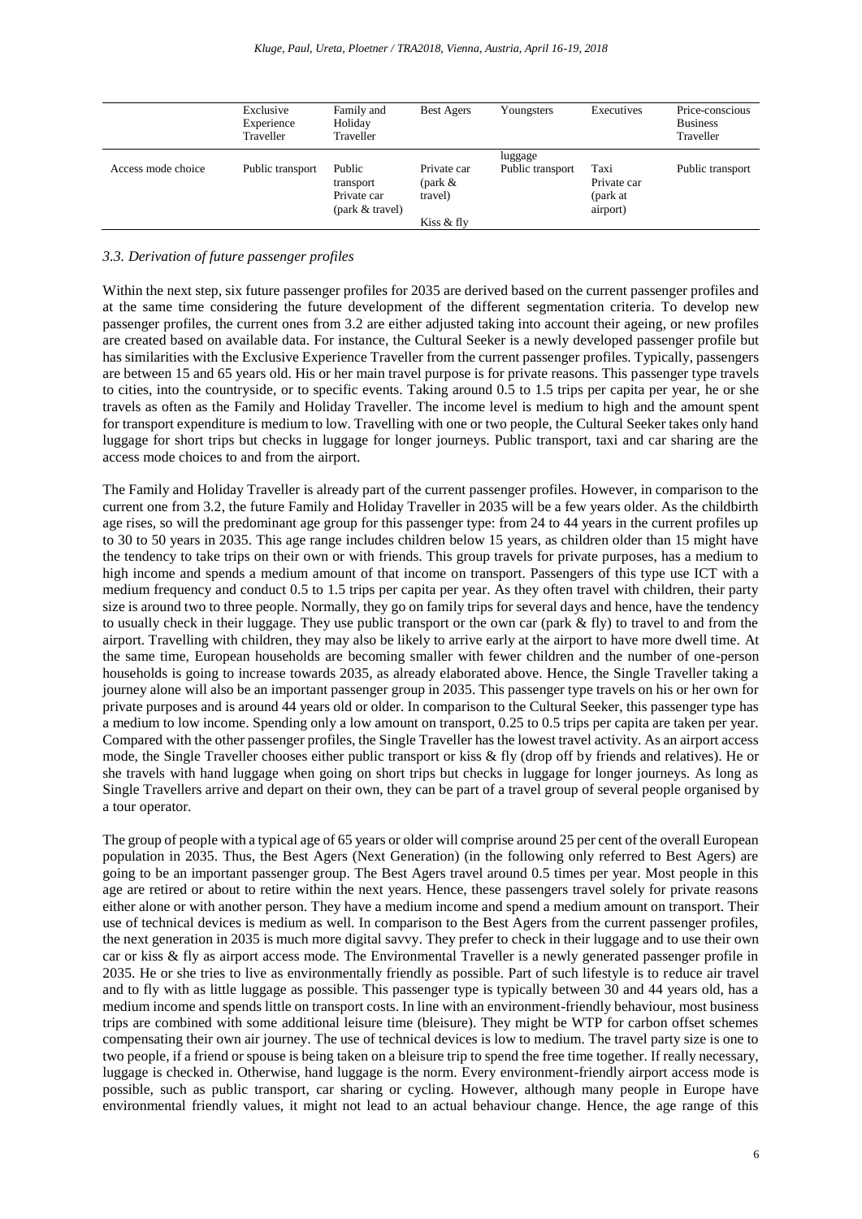| | Exclusive Experience Traveller | Family and Holiday Traveller | Best Agers | Youngsters | Executives | Price-conscious Business Traveller |
|---|---|---|---|---|---|---|
| | | | | luggage | | |
| Access mode choice | Public transport | Public transport Private car (park & travel) | Private car (park & travel) Kiss & fly | Public transport | Taxi Private car (park at airport) | Public transport |

### 3.3. Derivation of future passenger profiles

Within the next step, six future passenger profiles for 2035 are derived based on the current passenger profiles and at the same time considering the future development of the different segmentation criteria. To develop new passenger profiles, the current ones from 3.2 are either adjusted taking into account their ageing, or new profiles are created based on available data. For instance, the Cultural Seeker is a newly developed passenger profile but has similarities with the Exclusive Experience Traveller from the current passenger profiles. Typically, passengers are between 15 and 65 years old. His or her main travel purpose is for private reasons. This passenger type travels to cities, into the countryside, or to specific events. Taking around 0.5 to 1.5 trips per capita per year, he or she travels as often as the Family and Holiday Traveller. The income level is medium to high and the amount spent for transport expenditure is medium to low. Travelling with one or two people, the Cultural Seeker takes only hand luggage for short trips but checks in luggage for longer journeys. Public transport, taxi and car sharing are the access mode choices to and from the airport.

The Family and Holiday Traveller is already part of the current passenger profiles. However, in comparison to the current one from 3.2, the future Family and Holiday Traveller in 2035 will be a few years older. As the childbirth age rises, so will the predominant age group for this passenger type: from 24 to 44 years in the current profiles up to 30 to 50 years in 2035. This age range includes children below 15 years, as children older than 15 might have the tendency to take trips on their own or with friends. This group travels for private purposes, has a medium to high income and spends a medium amount of that income on transport. Passengers of this type use ICT with a medium frequency and conduct 0.5 to 1.5 trips per capita per year. As they often travel with children, their party size is around two to three people. Normally, they go on family trips for several days and hence, have the tendency to usually check in their luggage. They use public transport or the own car (park & fly) to travel to and from the airport. Travelling with children, they may also be likely to arrive early at the airport to have more dwell time. At the same time, European households are becoming smaller with fewer children and the number of one-person households is going to increase towards 2035, as already elaborated above. Hence, the Single Traveller taking a journey alone will also be an important passenger group in 2035. This passenger type travels on his or her own for private purposes and is around 44 years old or older. In comparison to the Cultural Seeker, this passenger type has a medium to low income. Spending only a low amount on transport, 0.25 to 0.5 trips per capita are taken per year. Compared with the other passenger profiles, the Single Traveller has the lowest travel activity. As an airport access mode, the Single Traveller chooses either public transport or kiss & fly (drop off by friends and relatives). He or she travels with hand luggage when going on short trips but checks in luggage for longer journeys. As long as Single Travellers arrive and depart on their own, they can be part of a travel group of several people organised by a tour operator.

The group of people with a typical age of 65 years or older will comprise around 25 per cent of the overall European population in 2035. Thus, the Best Agers (Next Generation) (in the following only referred to Best Agers) are going to be an important passenger group. The Best Agers travel around 0.5 times per year. Most people in this age are retired or about to retire within the next years. Hence, these passengers travel solely for private reasons either alone or with another person. They have a medium income and spend a medium amount on transport. Their use of technical devices is medium as well. In comparison to the Best Agers from the current passenger profiles, the next generation in 2035 is much more digital savvy. They prefer to check in their luggage and to use their own car or kiss & fly as airport access mode. The Environmental Traveller is a newly generated passenger profile in 2035. He or she tries to live as environmentally friendly as possible. Part of such lifestyle is to reduce air travel and to fly with as little luggage as possible. This passenger type is typically between 30 and 44 years old, has a medium income and spends little on transport costs. In line with an environment-friendly behaviour, most business trips are combined with some additional leisure time (bleisure). They might be WTP for carbon offset schemes compensating their own air journey. The use of technical devices is low to medium. The travel party size is one to two people, if a friend or spouse is being taken on a bleisure trip to spend the free time together. If really necessary, luggage is checked in. Otherwise, hand luggage is the norm. Every environment-friendly airport access mode is possible, such as public transport, car sharing or cycling. However, although many people in Europe have environmental friendly values, it might not lead to an actual behaviour change. Hence, the age range of this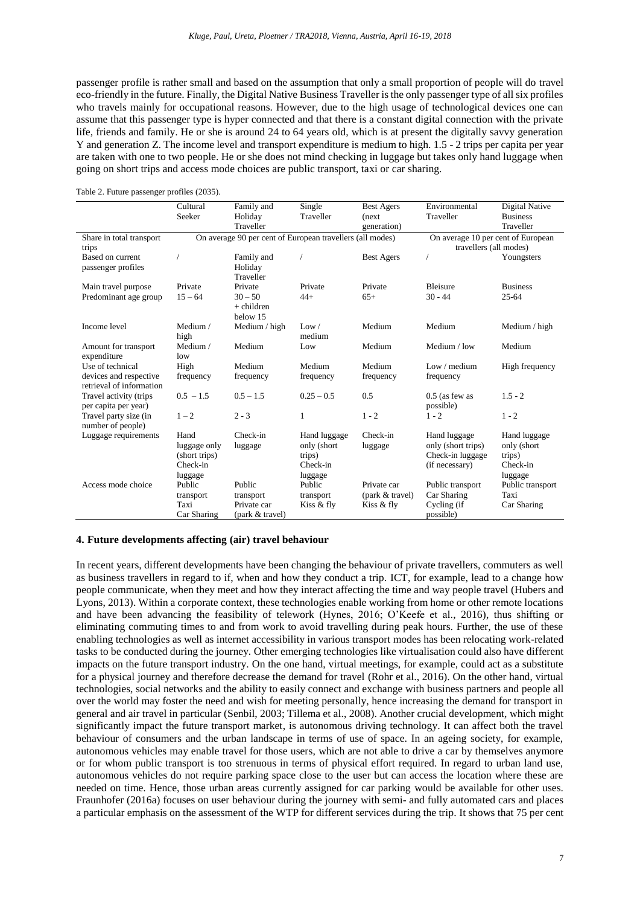passenger profile is rather small and based on the assumption that only a small proportion of people will do travel eco-friendly in the future. Finally, the Digital Native Business Traveller is the only passenger type of all six profiles who travels mainly for occupational reasons. However, due to the high usage of technological devices one can assume that this passenger type is hyper connected and that there is a constant digital connection with the private life, friends and family. He or she is around 24 to 64 years old, which is at present the digitally savvy generation Y and generation Z. The income level and transport expenditure is medium to high. 1.5 - 2 trips per capita per year are taken with one to two people. He or she does not mind checking in luggage but takes only hand luggage when going on short trips and access mode choices are public transport, taxi or car sharing.

Table 2. Future passenger profiles (2035).

| | Cultural Seeker | Family and Holiday Traveller | Single Traveller | Best Agers (next generation) | Environmental Traveller | Digital Native Business Traveller |
|---|---|---|---|---|---|---|
| Share in total transport trips | On average 90 per cent of European travellers (all modes) | | | | On average 10 per cent of European travellers (all modes) | |
| Based on current passenger profiles | / | Family and Holiday Traveller | / | Best Agers | / | Youngsters |
| Main travel purpose | Private | Private | Private | Private | Bleisure | Business |
| Predominant age group | 15 – 64 | 30 – 50 + children below 15 | 44+ | 65+ | 30 - 44 | 25-64 |
| Income level | Medium / high | Medium / high | Low / medium | Medium | Medium | Medium / high |
| Amount for transport expenditure | Medium / low | Medium | Low | Medium | Medium / low | Medium |
| Use of technical devices and respective retrieval of information | High frequency | Medium frequency | Medium frequency | Medium frequency | Low / medium frequency | High frequency |
| Travel activity (trips per capita per year) | 0.5 – 1.5 | 0.5 – 1.5 | 0.25 – 0.5 | 0.5 | 0.5 (as few as possible) | 1.5 - 2 |
| Travel party size (in number of people) | 1 – 2 | 2 - 3 | 1 | 1 - 2 | 1 - 2 | 1 - 2 |
| Luggage requirements | Hand luggage only (short trips) Check-in luggage | Check-in luggage | Hand luggage only (short trips) Check-in luggage | Check-in luggage | Hand luggage only (short trips) Check-in luggage (if necessary) | Hand luggage only (short trips) Check-in luggage |
| Access mode choice | Public transport Taxi Car Sharing | Public transport Private car (park & travel) | Public transport Kiss & fly | Private car (park & travel) Kiss & fly | Public transport Car Sharing Cycling (if possible) | Public transport Taxi Car Sharing |

## 4. Future developments affecting (air) travel behaviour

In recent years, different developments have been changing the behaviour of private travellers, commuters as well as business travellers in regard to if, when and how they conduct a trip. ICT, for example, lead to a change how people communicate, when they meet and how they interact affecting the time and way people travel (Hubers and Lyons, 2013). Within a corporate context, these technologies enable working from home or other remote locations and have been advancing the feasibility of telework (Hynes, 2016; O'Keefe et al., 2016), thus shifting or eliminating commuting times to and from work to avoid travelling during peak hours. Further, the use of these enabling technologies as well as internet accessibility in various transport modes has been relocating work-related tasks to be conducted during the journey. Other emerging technologies like virtualisation could also have different impacts on the future transport industry. On the one hand, virtual meetings, for example, could act as a substitute for a physical journey and therefore decrease the demand for travel (Rohr et al., 2016). On the other hand, virtual technologies, social networks and the ability to easily connect and exchange with business partners and people all over the world may foster the need and wish for meeting personally, hence increasing the demand for transport in general and air travel in particular (Senbil, 2003; Tillema et al., 2008). Another crucial development, which might significantly impact the future transport market, is autonomous driving technology. It can affect both the travel behaviour of consumers and the urban landscape in terms of use of space. In an ageing society, for example, autonomous vehicles may enable travel for those users, which are not able to drive a car by themselves anymore or for whom public transport is too strenuous in terms of physical effort required. In regard to urban land use, autonomous vehicles do not require parking space close to the user but can access the location where these are needed on time. Hence, those urban areas currently assigned for car parking would be available for other uses. Fraunhofer (2016a) focuses on user behaviour during the journey with semi- and fully automated cars and places a particular emphasis on the assessment of the WTP for different services during the trip. It shows that 75 per cent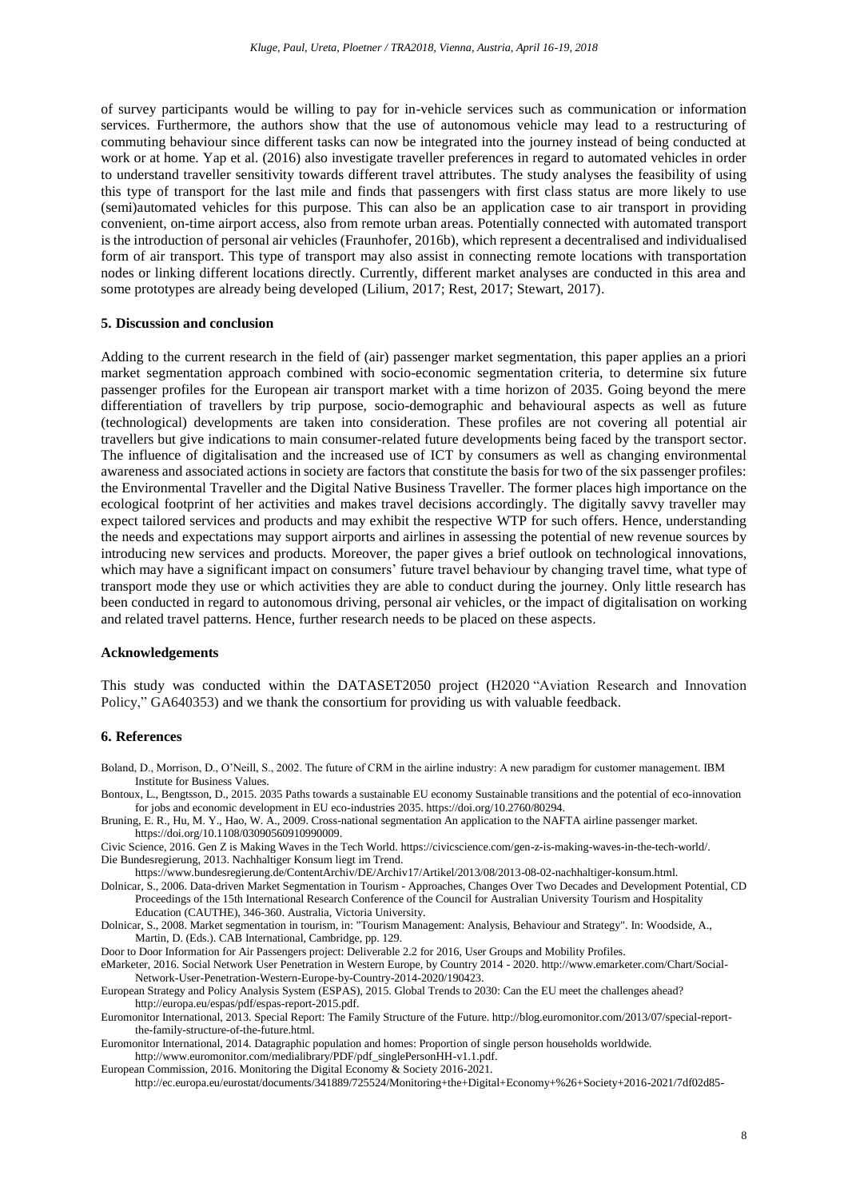of survey participants would be willing to pay for in-vehicle services such as communication or information services. Furthermore, the authors show that the use of autonomous vehicle may lead to a restructuring of commuting behaviour since different tasks can now be integrated into the journey instead of being conducted at work or at home. Yap et al. (2016) also investigate traveller preferences in regard to automated vehicles in order to understand traveller sensitivity towards different travel attributes. The study analyses the feasibility of using this type of transport for the last mile and finds that passengers with first class status are more likely to use (semi)automated vehicles for this purpose. This can also be an application case to air transport in providing convenient, on-time airport access, also from remote urban areas. Potentially connected with automated transport is the introduction of personal air vehicles (Fraunhofer, 2016b), which represent a decentralised and individualised form of air transport. This type of transport may also assist in connecting remote locations with transportation nodes or linking different locations directly. Currently, different market analyses are conducted in this area and some prototypes are already being developed (Lilium, 2017; Rest, 2017; Stewart, 2017).

## 5. Discussion and conclusion

Adding to the current research in the field of (air) passenger market segmentation, this paper applies an a priori market segmentation approach combined with socio-economic segmentation criteria, to determine six future passenger profiles for the European air transport market with a time horizon of 2035. Going beyond the mere differentiation of travellers by trip purpose, socio-demographic and behavioural aspects as well as future (technological) developments are taken into consideration. These profiles are not covering all potential air travellers but give indications to main consumer-related future developments being faced by the transport sector. The influence of digitalisation and the increased use of ICT by consumers as well as changing environmental awareness and associated actions in society are factors that constitute the basis for two of the six passenger profiles: the Environmental Traveller and the Digital Native Business Traveller. The former places high importance on the ecological footprint of her activities and makes travel decisions accordingly. The digitally savvy traveller may expect tailored services and products and may exhibit the respective WTP for such offers. Hence, understanding the needs and expectations may support airports and airlines in assessing the potential of new revenue sources by introducing new services and products. Moreover, the paper gives a brief outlook on technological innovations, which may have a significant impact on consumers' future travel behaviour by changing travel time, what type of transport mode they use or which activities they are able to conduct during the journey. Only little research has been conducted in regard to autonomous driving, personal air vehicles, or the impact of digitalisation on working and related travel patterns. Hence, further research needs to be placed on these aspects.

### Acknowledgements

This study was conducted within the DATASET2050 project (H2020 "Aviation Research and Innovation Policy," GA640353) and we thank the consortium for providing us with valuable feedback.

## 6. References

Boland, D., Morrison, D., O'Neill, S., 2002. The future of CRM in the airline industry: A new paradigm for customer management. IBM Institute for Business Values.

Bontoux, L., Bengtsson, D., 2015. 2035 Paths towards a sustainable EU economy Sustainable transitions and the potential of eco-innovation for jobs and economic development in EU eco-industries 2035. https://doi.org/10.2760/80294.

Bruning, E. R., Hu, M. Y., Hao, W. A., 2009. Cross-national segmentation An application to the NAFTA airline passenger market. https://doi.org/10.1108/03090560910990009.

Civic Science, 2016. Gen Z is Making Waves in the Tech World. https://civicscience.com/gen-z-is-making-waves-in-the-tech-world/.

Die Bundesregierung, 2013. Nachhaltiger Konsum liegt im Trend. https://www.bundesregierung.de/ContentArchiv/DE/Archiv17/Artikel/2013/08/2013-08-02-nachhaltiger-konsum.html.

Dolnicar, S., 2006. Data-driven Market Segmentation in Tourism - Approaches, Changes Over Two Decades and Development Potential, CD Proceedings of the 15th International Research Conference of the Council for Australian University Tourism and Hospitality Education (CAUTHE), 346-360. Australia, Victoria University.

Dolnicar, S., 2008. Market segmentation in tourism, in: "Tourism Management: Analysis, Behaviour and Strategy". In: Woodside, A., Martin, D. (Eds.). CAB International, Cambridge, pp. 129.

Door to Door Information for Air Passengers project: Deliverable 2.2 for 2016, User Groups and Mobility Profiles.

eMarketer, 2016. Social Network User Penetration in Western Europe, by Country 2014 - 2020. http://www.emarketer.com/Chart/Social-Network-User-Penetration-Western-Europe-by-Country-2014-2020/190423.

European Strategy and Policy Analysis System (ESPAS), 2015. Global Trends to 2030: Can the EU meet the challenges ahead? http://europa.eu/espas/pdf/espas-report-2015.pdf.

Euromonitor International, 2013. Special Report: The Family Structure of the Future. http://blog.euromonitor.com/2013/07/special-report-the-family-structure-of-the-future.html.

Euromonitor International, 2014. Datagraphic population and homes: Proportion of single person households worldwide. http://www.euromonitor.com/medialibrary/PDF/pdf_singlePersonHH-v1.1.pdf.

European Commission, 2016. Monitoring the Digital Economy & Society 2016-2021. http://ec.europa.eu/eurostat/documents/341889/725524/Monitoring+the+Digital+Economy+%26+Society+2016-2021/7df02d85-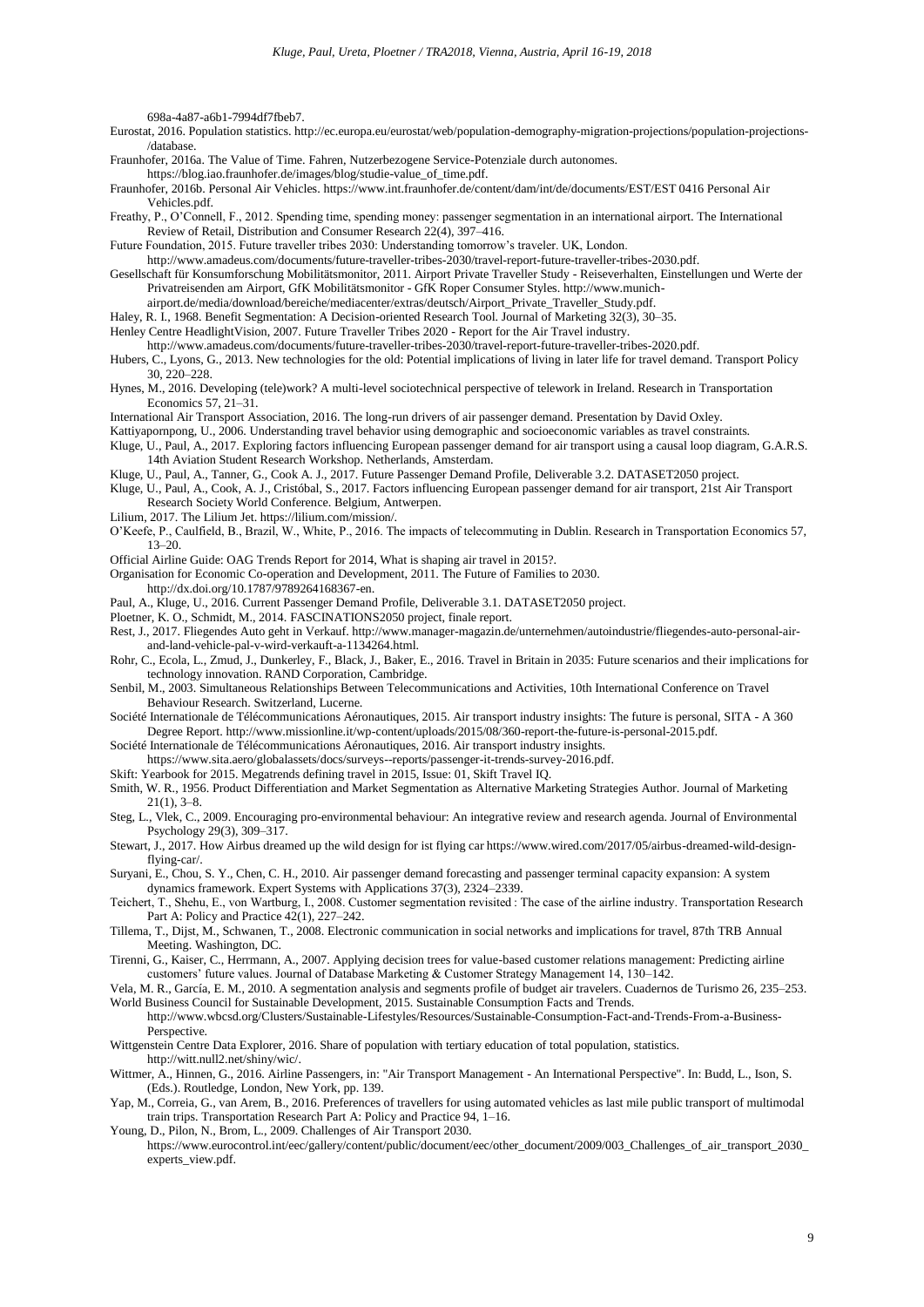698a-4a87-a6b1-7994df7fbeb7.

Eurostat, 2016. Population statistics. http://ec.europa.eu/eurostat/web/population-demography-migration-projections/population-projections-/database.

Fraunhofer, 2016a. The Value of Time. Fahren, Nutzerbezogene Service-Potenziale durch autonomes. https://blog.iao.fraunhofer.de/images/blog/studie-value_of_time.pdf.

Fraunhofer, 2016b. Personal Air Vehicles. https://www.int.fraunhofer.de/content/dam/int/de/documents/EST/EST 0416 Personal Air Vehicles.pdf.

Freathy, P., O'Connell, F., 2012. Spending time, spending money: passenger segmentation in an international airport. The International Review of Retail, Distribution and Consumer Research 22(4), 397–416.

Future Foundation, 2015. Future traveller tribes 2030: Understanding tomorrow's traveler. UK, London. http://www.amadeus.com/documents/future-traveller-tribes-2030/travel-report-future-traveller-tribes-2030.pdf.

Gesellschaft für Konsumforschung Mobilitätsmonitor, 2011. Airport Private Traveller Study - Reiseverhalten, Einstellungen und Werte der Privatreisenden am Airport, GfK Mobilitätsmonitor - GfK Roper Consumer Styles. http://www.munich-airport.de/media/download/bereiche/mediacenter/extras/deutsch/Airport_Private_Traveller_Study.pdf.

Haley, R. I., 1968. Benefit Segmentation: A Decision-oriented Research Tool. Journal of Marketing 32(3), 30–35.

Henley Centre HeadlightVision, 2007. Future Traveller Tribes 2020 - Report for the Air Travel industry. http://www.amadeus.com/documents/future-traveller-tribes-2030/travel-report-future-traveller-tribes-2020.pdf.

Hubers, C., Lyons, G., 2013. New technologies for the old: Potential implications of living in later life for travel demand. Transport Policy 30, 220–228.

Hynes, M., 2016. Developing (tele)work? A multi-level sociotechnical perspective of telework in Ireland. Research in Transportation Economics 57, 21–31.

International Air Transport Association, 2016. The long-run drivers of air passenger demand. Presentation by David Oxley.

Kattiyapornpong, U., 2006. Understanding travel behavior using demographic and socioeconomic variables as travel constraints.

Kluge, U., Paul, A., 2017. Exploring factors influencing European passenger demand for air transport using a causal loop diagram, G.A.R.S. 14th Aviation Student Research Workshop. Netherlands, Amsterdam.

Kluge, U., Paul, A., Tanner, G., Cook A. J., 2017. Future Passenger Demand Profile, Deliverable 3.2. DATASET2050 project.

Kluge, U., Paul, A., Cook, A. J., Cristóbal, S., 2017. Factors influencing European passenger demand for air transport, 21st Air Transport Research Society World Conference. Belgium, Antwerpen.

Lilium, 2017. The Lilium Jet. https://lilium.com/mission/.

O'Keefe, P., Caulfield, B., Brazil, W., White, P., 2016. The impacts of telecommuting in Dublin. Research in Transportation Economics 57, 13–20.

Official Airline Guide: OAG Trends Report for 2014, What is shaping air travel in 2015?.

Organisation for Economic Co-operation and Development, 2011. The Future of Families to 2030. http://dx.doi.org/10.1787/9789264168367-en.

Paul, A., Kluge, U., 2016. Current Passenger Demand Profile, Deliverable 3.1. DATASET2050 project.

Ploetner, K. O., Schmidt, M., 2014. FASCINATIONS2050 project, finale report.

Rest, J., 2017. Fliegendes Auto geht in Verkauf. http://www.manager-magazin.de/unternehmen/autoindustrie/fliegendes-auto-personal-air-and-land-vehicle-pal-v-wird-verkauft-a-1134264.html.

Rohr, C., Ecola, L., Zmud, J., Dunkerley, F., Black, J., Baker, E., 2016. Travel in Britain in 2035: Future scenarios and their implications for technology innovation. RAND Corporation, Cambridge.

Senbil, M., 2003. Simultaneous Relationships Between Telecommunications and Activities, 10th International Conference on Travel Behaviour Research. Switzerland, Lucerne.

Société Internationale de Télécommunications Aéronautiques, 2015. Air transport industry insights: The future is personal, SITA - A 360 Degree Report. http://www.missionline.it/wp-content/uploads/2015/08/360-report-the-future-is-personal-2015.pdf.

Société Internationale de Télécommunications Aéronautiques, 2016. Air transport industry insights. https://www.sita.aero/globalassets/docs/surveys--reports/passenger-it-trends-survey-2016.pdf.

Skift: Yearbook for 2015. Megatrends defining travel in 2015, Issue: 01, Skift Travel IQ.

Smith, W. R., 1956. Product Differentiation and Market Segmentation as Alternative Marketing Strategies Author. Journal of Marketing 21(1), 3–8.

Steg, L., Vlek, C., 2009. Encouraging pro-environmental behaviour: An integrative review and research agenda. Journal of Environmental Psychology 29(3), 309–317.

Stewart, J., 2017. How Airbus dreamed up the wild design for ist flying car https://www.wired.com/2017/05/airbus-dreamed-wild-design-flying-car/.

Suryani, E., Chou, S. Y., Chen, C. H., 2010. Air passenger demand forecasting and passenger terminal capacity expansion: A system dynamics framework. Expert Systems with Applications 37(3), 2324–2339.

Teichert, T., Shehu, E., von Wartburg, I., 2008. Customer segmentation revisited : The case of the airline industry. Transportation Research Part A: Policy and Practice 42(1), 227–242.

Tillema, T., Dijst, M., Schwanen, T., 2008. Electronic communication in social networks and implications for travel, 87th TRB Annual Meeting. Washington, DC.

Tirenni, G., Kaiser, C., Herrmann, A., 2007. Applying decision trees for value-based customer relations management: Predicting airline customers' future values. Journal of Database Marketing & Customer Strategy Management 14, 130–142.

Vela, M. R., García, E. M., 2010. A segmentation analysis and segments profile of budget air travelers. Cuadernos de Turismo 26, 235–253.

World Business Council for Sustainable Development, 2015. Sustainable Consumption Facts and Trends. http://www.wbcsd.org/Clusters/Sustainable-Lifestyles/Resources/Sustainable-Consumption-Fact-and-Trends-From-a-Business-Perspective.

Wittgenstein Centre Data Explorer, 2016. Share of population with tertiary education of total population, statistics. http://witt.null2.net/shiny/wic/.

Wittmer, A., Hinnen, G., 2016. Airline Passengers, in: "Air Transport Management - An International Perspective". In: Budd, L., Ison, S. (Eds.). Routledge, London, New York, pp. 139.

Yap, M., Correia, G., van Arem, B., 2016. Preferences of travellers for using automated vehicles as last mile public transport of multimodal train trips. Transportation Research Part A: Policy and Practice 94, 1–16.

Young, D., Pilon, N., Brom, L., 2009. Challenges of Air Transport 2030. https://www.eurocontrol.int/eec/gallery/content/public/document/eec/other_document/2009/003_Challenges_of_air_transport_2030_experts_view.pdf.